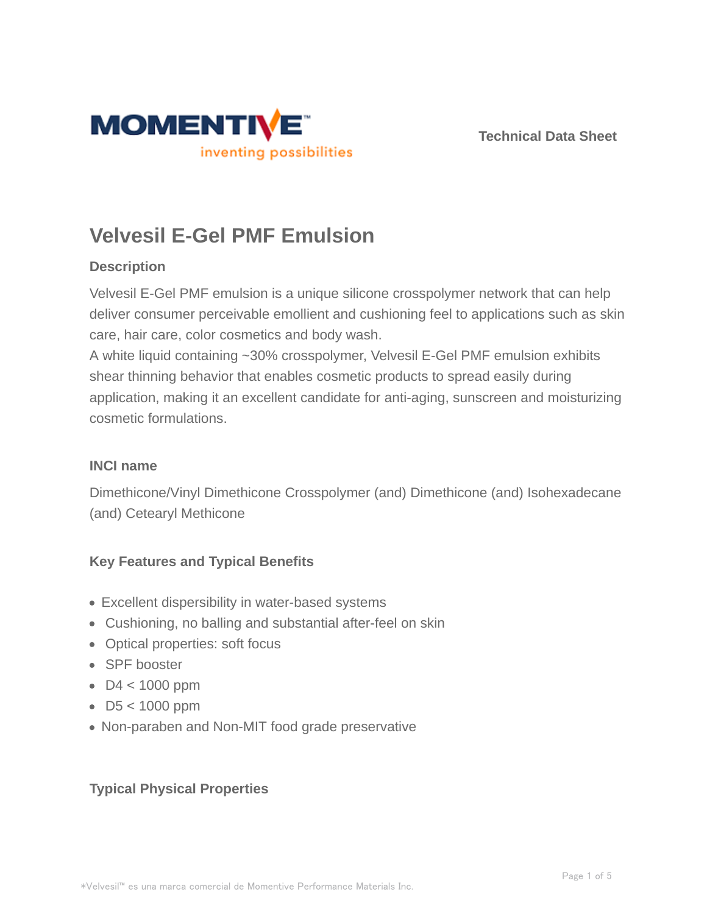Technical Data Sheet

# Velvesil E-Gel PMF Emulsion

## Description

Velvesil E-Gel PMF emulsion is a unique silicone crosspolymer network that can help deliver consumer perceivable emollient and cushioning feel to applications such as skin care, hair care, color cosmetics and body wash.

A white liquid containing ~30% crosspolymer, Velvesil E-Gel PMF emulsion exhibits shear thinning behavior that enables cosmetic products to spread easily during application, making it an excellent candidate for anti-aging, sunscreen and moisturizing cosmetic formulations.

## INCI name

Dimethicone/Vinyl Dimethicone Crosspolymer (and) Dimethicone (and) Isohexadecane (and) Cetearyl Methicone

## Key Features and Typical Benefits

- Excellent dispersibility in water-based systems
- Cushioning, no balling and substantial after-feel on skin
- Optical properties: soft focus
- SPF booster
- D4 < 1000 ppm
- D5 < 1000 ppm
- Non-paraben and Non-MIT food grade preservative

## Typical Physical Properties

*Velvesil™ es una marca comercial de Momentive Performance Materials Inc.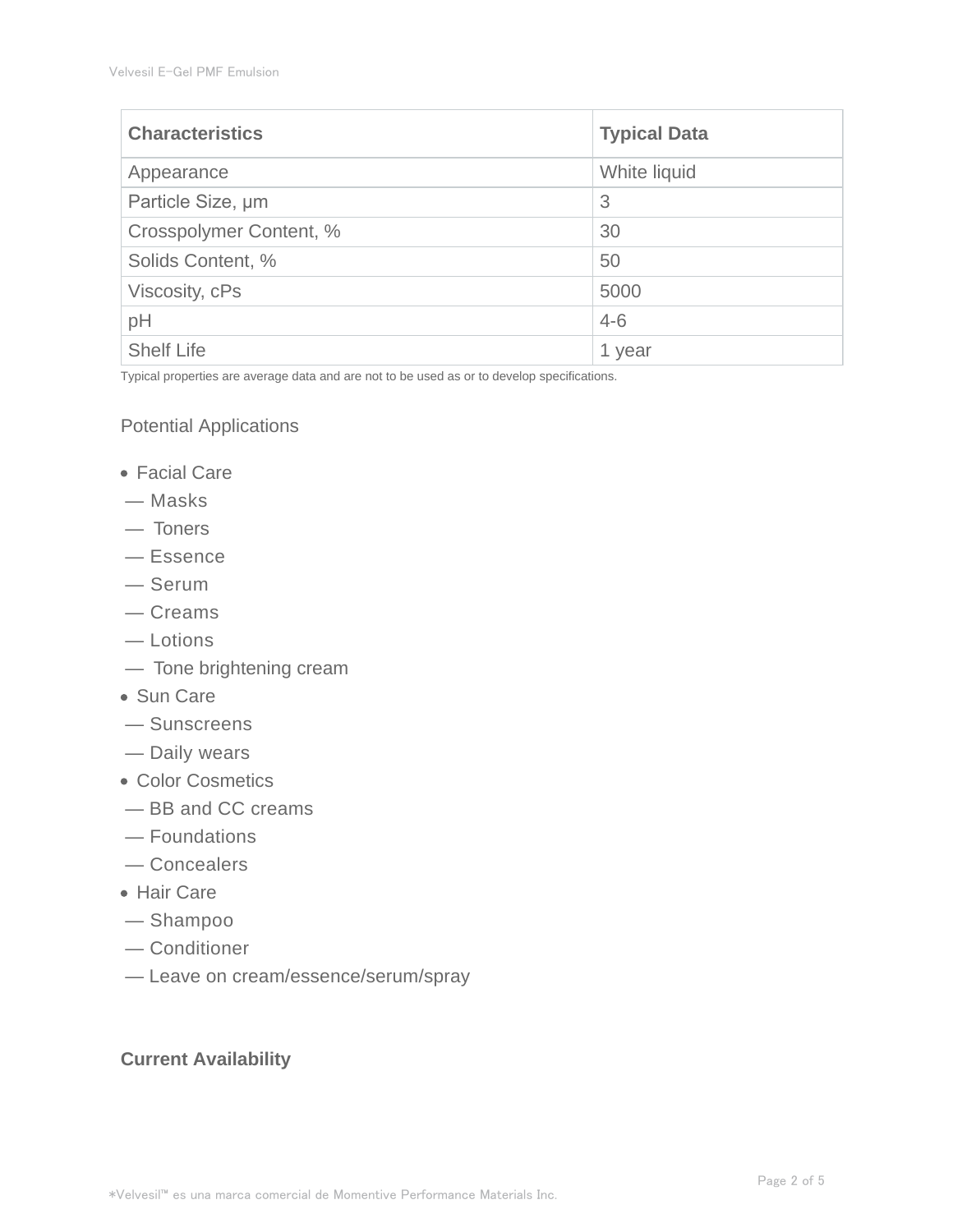| Characteristics | Typical Data |
| --- | --- |
| Appearance | White liquid |
| Particle Size, μm | 3 |
| Crosspolymer Content, % | 30 |
| Solids Content, % | 50 |
| Viscosity, cPs | 5000 |
| pH | 4-6 |
| Shelf Life | 1 year |

Typical properties are average data and are not to be used as or to develop specifications.

## Potential Applications

- Facial Care
  - Masks
  - Toners
  - Essence
  - Serum
  - Creams
  - Lotions
  - Tone brightening cream
- Sun Care
  - Sunscreens
  - Daily wears
- Color Cosmetics
  - BB and CC creams
  - Foundations
  - Concealers
- Hair Care
  - Shampoo
  - Conditioner
  - Leave on cream/essence/serum/spray

## Current Availability

*Velvesil™ es una marca comercial de Momentive Performance Materials Inc.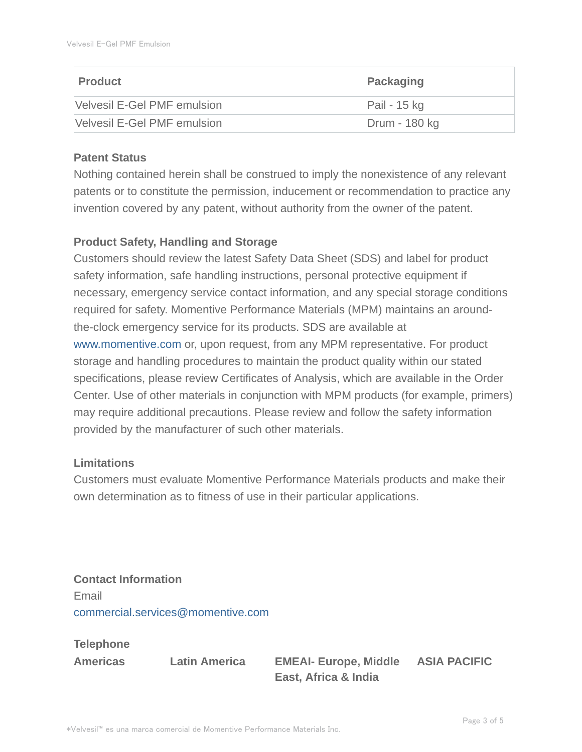| Product | Packaging |
| --- | --- |
| Velvesil E-Gel PMF emulsion | Pail - 15 kg |
| Velvesil E-Gel PMF emulsion | Drum - 180 kg |

### Patent Status

Nothing contained herein shall be construed to imply the nonexistence of any relevant patents or to constitute the permission, inducement or recommendation to practice any invention covered by any patent, without authority from the owner of the patent.

### Product Safety, Handling and Storage

Customers should review the latest Safety Data Sheet (SDS) and label for product safety information, safe handling instructions, personal protective equipment if necessary, emergency service contact information, and any special storage conditions required for safety. Momentive Performance Materials (MPM) maintains an around-the-clock emergency service for its products. SDS are available at www.momentive.com or, upon request, from any MPM representative. For product storage and handling procedures to maintain the product quality within our stated specifications, please review Certificates of Analysis, which are available in the Order Center. Use of other materials in conjunction with MPM products (for example, primers) may require additional precautions. Please review and follow the safety information provided by the manufacturer of such other materials.

### Limitations

Customers must evaluate Momentive Performance Materials products and make their own determination as to fitness of use in their particular applications.

### Contact Information

Email

commercial.services@momentive.com

**Telephone**

| Americas | Latin America | EMEAI- Europe, Middle East, Africa & India | ASIA PACIFIC |
| --- | --- | --- | --- |

*Velvesil™ es una marca comercial de Momentive Performance Materials Inc.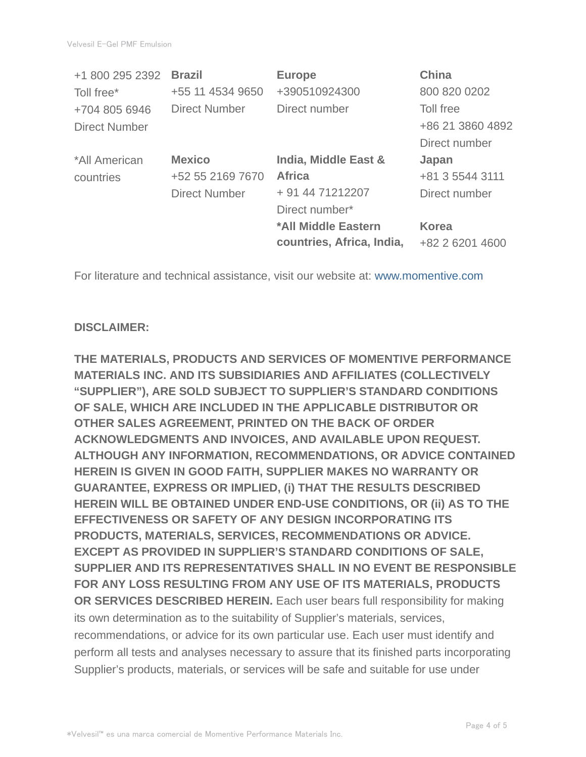| | | | |
|---|---|---|---|
| +1 800 295 2392<br>Toll free*<br>+704 805 6946<br>Direct Number | **Brazil**<br>+55 11 4534 9650<br>Direct Number | **Europe**<br>+390510924300<br>Direct number | **China**<br>800 820 0202<br>Toll free<br>+86 21 3860 4892<br>Direct number |
| *All American countries | **Mexico**<br>+52 55 2169 7670<br>Direct Number | **India, Middle East & Africa**<br>+ 91 44 71212207<br>Direct number*<br>**\*All Middle Eastern countries, Africa, India,** | **Japan**<br>+81 3 5544 3111<br>Direct number<br><br>**Korea**<br>+82 2 6201 4600 |

For literature and technical assistance, visit our website at: www.momentive.com

**DISCLAIMER:**

**THE MATERIALS, PRODUCTS AND SERVICES OF MOMENTIVE PERFORMANCE MATERIALS INC. AND ITS SUBSIDIARIES AND AFFILIATES (COLLECTIVELY "SUPPLIER"), ARE SOLD SUBJECT TO SUPPLIER'S STANDARD CONDITIONS OF SALE, WHICH ARE INCLUDED IN THE APPLICABLE DISTRIBUTOR OR OTHER SALES AGREEMENT, PRINTED ON THE BACK OF ORDER ACKNOWLEDGMENTS AND INVOICES, AND AVAILABLE UPON REQUEST. ALTHOUGH ANY INFORMATION, RECOMMENDATIONS, OR ADVICE CONTAINED HEREIN IS GIVEN IN GOOD FAITH, SUPPLIER MAKES NO WARRANTY OR GUARANTEE, EXPRESS OR IMPLIED, (i) THAT THE RESULTS DESCRIBED HEREIN WILL BE OBTAINED UNDER END-USE CONDITIONS, OR (ii) AS TO THE EFFECTIVENESS OR SAFETY OF ANY DESIGN INCORPORATING ITS PRODUCTS, MATERIALS, SERVICES, RECOMMENDATIONS OR ADVICE. EXCEPT AS PROVIDED IN SUPPLIER'S STANDARD CONDITIONS OF SALE, SUPPLIER AND ITS REPRESENTATIVES SHALL IN NO EVENT BE RESPONSIBLE FOR ANY LOSS RESULTING FROM ANY USE OF ITS MATERIALS, PRODUCTS OR SERVICES DESCRIBED HEREIN.** Each user bears full responsibility for making its own determination as to the suitability of Supplier's materials, services, recommendations, or advice for its own particular use. Each user must identify and perform all tests and analyses necessary to assure that its finished parts incorporating Supplier's products, materials, or services will be safe and suitable for use under

*Velvesil™ es una marca comercial de Momentive Performance Materials Inc.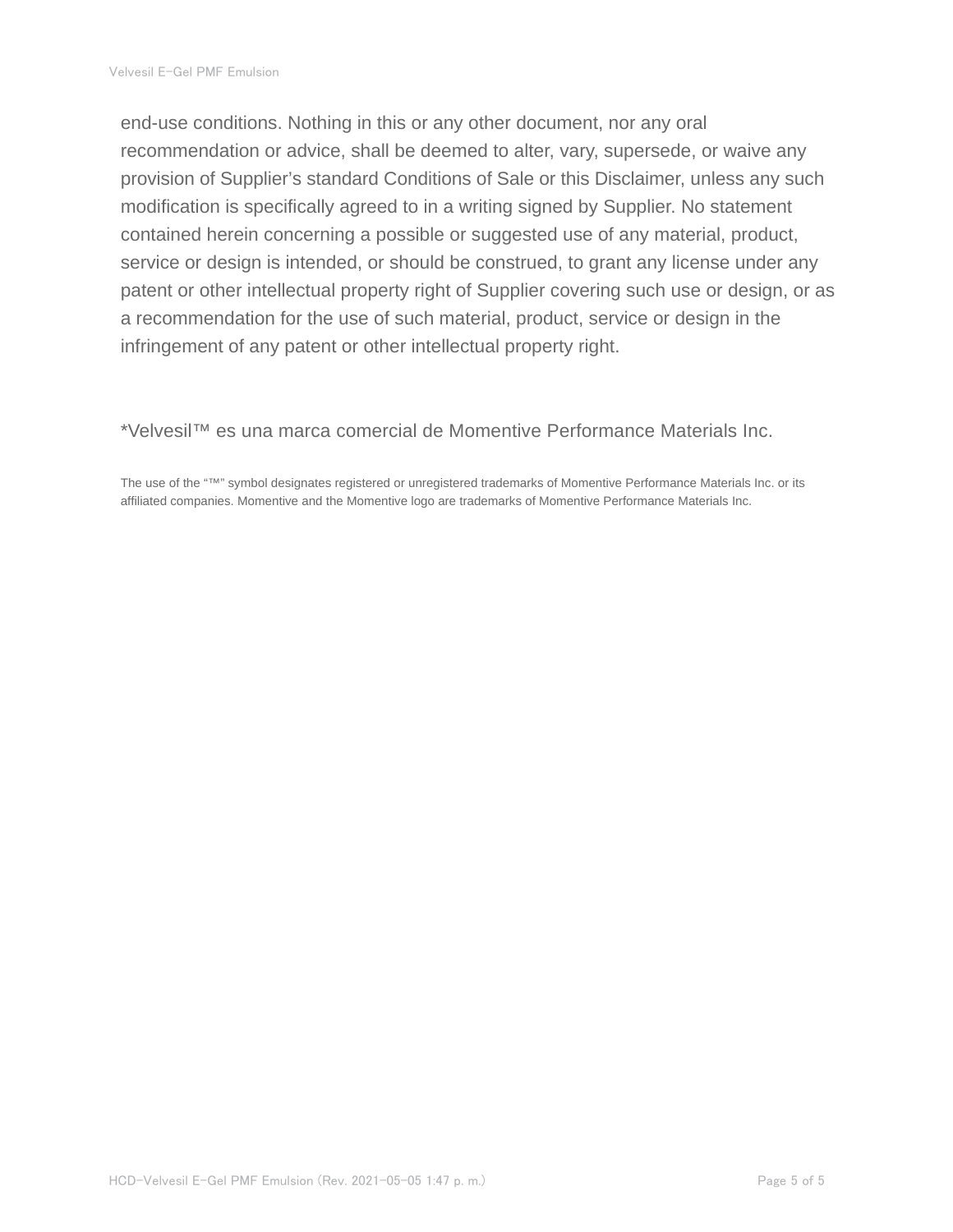end-use conditions. Nothing in this or any other document, nor any oral recommendation or advice, shall be deemed to alter, vary, supersede, or waive any provision of Supplier's standard Conditions of Sale or this Disclaimer, unless any such modification is specifically agreed to in a writing signed by Supplier. No statement contained herein concerning a possible or suggested use of any material, product, service or design is intended, or should be construed, to grant any license under any patent or other intellectual property right of Supplier covering such use or design, or as a recommendation for the use of such material, product, service or design in the infringement of any patent or other intellectual property right.

*Velvesil™ es una marca comercial de Momentive Performance Materials Inc.

The use of the "™" symbol designates registered or unregistered trademarks of Momentive Performance Materials Inc. or its affiliated companies. Momentive and the Momentive logo are trademarks of Momentive Performance Materials Inc.